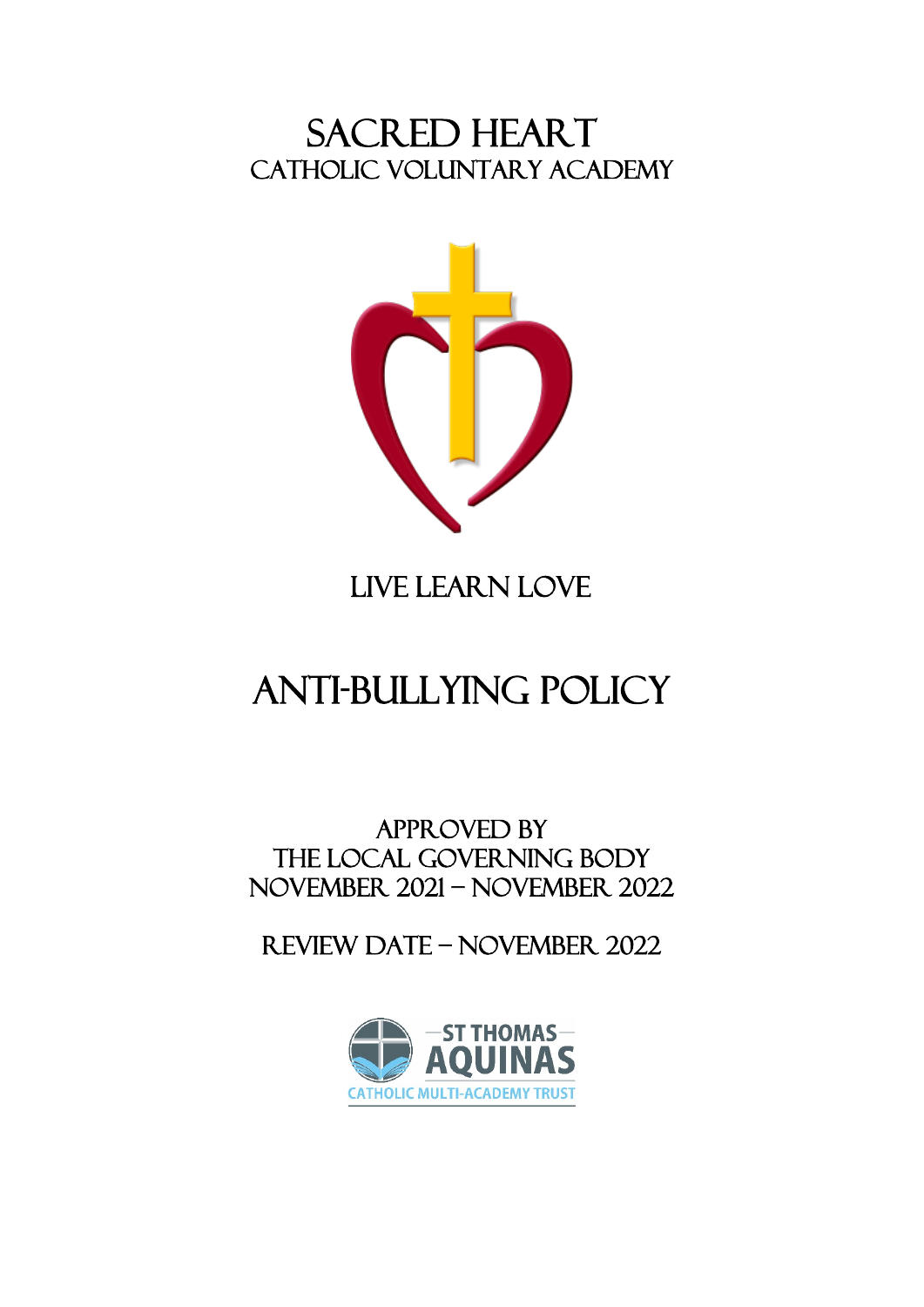# SACRED HEART

## CATHOLIC VOLUNTARY ACADEMY

LIVE LEARN LOVE

# ANTI-BULLYING POLICY

APPROVED BY
THE LOCAL GOVERNING BODY
NOVEMBER 2021 – NOVEMBER 2022

REVIEW DATE – NOVEMBER 2022

ST THOMAS AQUINAS
CATHOLIC MULTI-ACADEMY TRUST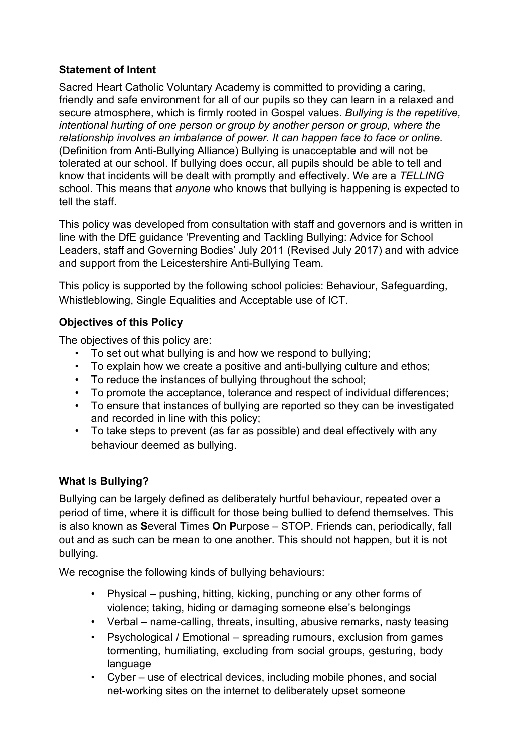**Statement of Intent**

Sacred Heart Catholic Voluntary Academy is committed to providing a caring, friendly and safe environment for all of our pupils so they can learn in a relaxed and secure atmosphere, which is firmly rooted in Gospel values. *Bullying is the repetitive, intentional hurting of one person or group by another person or group, where the relationship involves an imbalance of power. It can happen face to face or online.* (Definition from Anti-Bullying Alliance) Bullying is unacceptable and will not be tolerated at our school. If bullying does occur, all pupils should be able to tell and know that incidents will be dealt with promptly and effectively. We are a *TELLING* school. This means that *anyone* who knows that bullying is happening is expected to tell the staff.

This policy was developed from consultation with staff and governors and is written in line with the DfE guidance 'Preventing and Tackling Bullying: Advice for School Leaders, staff and Governing Bodies' July 2011 (Revised July 2017) and with advice and support from the Leicestershire Anti-Bullying Team.

This policy is supported by the following school policies: Behaviour, Safeguarding, Whistleblowing, Single Equalities and Acceptable use of ICT.

**Objectives of this Policy**

The objectives of this policy are:

- To set out what bullying is and how we respond to bullying;
- To explain how we create a positive and anti-bullying culture and ethos;
- To reduce the instances of bullying throughout the school;
- To promote the acceptance, tolerance and respect of individual differences;
- To ensure that instances of bullying are reported so they can be investigated and recorded in line with this policy;
- To take steps to prevent (as far as possible) and deal effectively with any behaviour deemed as bullying.

**What Is Bullying?**

Bullying can be largely defined as deliberately hurtful behaviour, repeated over a period of time, where it is difficult for those being bullied to defend themselves. This is also known as **S**everal **T**imes **O**n **P**urpose – STOP. Friends can, periodically, fall out and as such can be mean to one another. This should not happen, but it is not bullying.

We recognise the following kinds of bullying behaviours:

- Physical – pushing, hitting, kicking, punching or any other forms of violence; taking, hiding or damaging someone else's belongings
- Verbal – name-calling, threats, insulting, abusive remarks, nasty teasing
- Psychological / Emotional – spreading rumours, exclusion from games tormenting, humiliating, excluding from social groups, gesturing, body language
- Cyber – use of electrical devices, including mobile phones, and social net-working sites on the internet to deliberately upset someone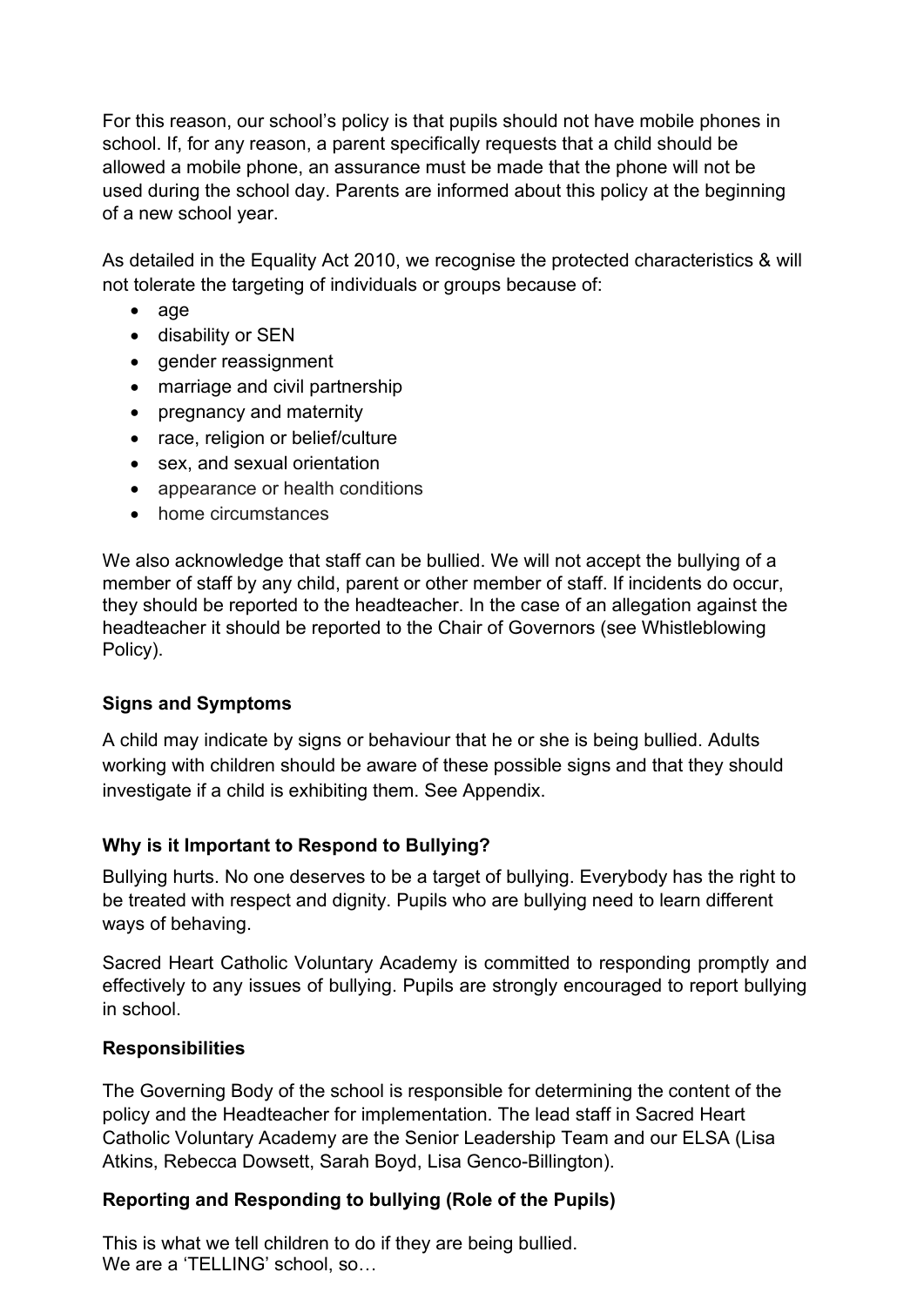For this reason, our school's policy is that pupils should not have mobile phones in school. If, for any reason, a parent specifically requests that a child should be allowed a mobile phone, an assurance must be made that the phone will not be used during the school day. Parents are informed about this policy at the beginning of a new school year.

As detailed in the Equality Act 2010, we recognise the protected characteristics & will not tolerate the targeting of individuals or groups because of:

- age
- disability or SEN
- gender reassignment
- marriage and civil partnership
- pregnancy and maternity
- race, religion or belief/culture
- sex, and sexual orientation
- appearance or health conditions
- home circumstances

We also acknowledge that staff can be bullied. We will not accept the bullying of a member of staff by any child, parent or other member of staff. If incidents do occur, they should be reported to the headteacher. In the case of an allegation against the headteacher it should be reported to the Chair of Governors (see Whistleblowing Policy).

**Signs and Symptoms**

A child may indicate by signs or behaviour that he or she is being bullied. Adults working with children should be aware of these possible signs and that they should investigate if a child is exhibiting them. See Appendix.

**Why is it Important to Respond to Bullying?**

Bullying hurts. No one deserves to be a target of bullying. Everybody has the right to be treated with respect and dignity. Pupils who are bullying need to learn different ways of behaving.

Sacred Heart Catholic Voluntary Academy is committed to responding promptly and effectively to any issues of bullying. Pupils are strongly encouraged to report bullying in school.

**Responsibilities**

The Governing Body of the school is responsible for determining the content of the policy and the Headteacher for implementation. The lead staff in Sacred Heart Catholic Voluntary Academy are the Senior Leadership Team and our ELSA (Lisa Atkins, Rebecca Dowsett, Sarah Boyd, Lisa Genco-Billington).

**Reporting and Responding to bullying (Role of the Pupils)**

This is what we tell children to do if they are being bullied.
We are a 'TELLING' school, so…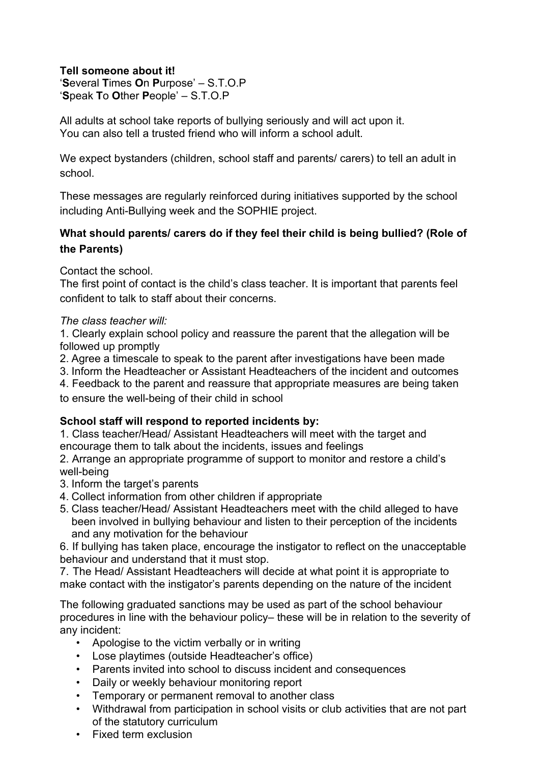**Tell someone about it!**
'**S**everal **T**imes **O**n **P**urpose' – S.T.O.P
'**S**peak **T**o **O**ther **P**eople' – S.T.O.P

All adults at school take reports of bullying seriously and will act upon it.
You can also tell a trusted friend who will inform a school adult.

We expect bystanders (children, school staff and parents/ carers) to tell an adult in school.

These messages are regularly reinforced during initiatives supported by the school including Anti-Bullying week and the SOPHIE project.

### What should parents/ carers do if they feel their child is being bullied? (Role of the Parents)

Contact the school.
The first point of contact is the child's class teacher. It is important that parents feel confident to talk to staff about their concerns.

*The class teacher will:*

1. Clearly explain school policy and reassure the parent that the allegation will be followed up promptly
2. Agree a timescale to speak to the parent after investigations have been made
3. Inform the Headteacher or Assistant Headteachers of the incident and outcomes
4. Feedback to the parent and reassure that appropriate measures are being taken to ensure the well-being of their child in school

**School staff will respond to reported incidents by:**

1. Class teacher/Head/ Assistant Headteachers will meet with the target and encourage them to talk about the incidents, issues and feelings
2. Arrange an appropriate programme of support to monitor and restore a child's well-being
3. Inform the target's parents
4. Collect information from other children if appropriate
5. Class teacher/Head/ Assistant Headteachers meet with the child alleged to have been involved in bullying behaviour and listen to their perception of the incidents and any motivation for the behaviour
6. If bullying has taken place, encourage the instigator to reflect on the unacceptable behaviour and understand that it must stop.
7. The Head/ Assistant Headteachers will decide at what point it is appropriate to make contact with the instigator's parents depending on the nature of the incident

The following graduated sanctions may be used as part of the school behaviour procedures in line with the behaviour policy– these will be in relation to the severity of any incident:

- Apologise to the victim verbally or in writing
- Lose playtimes (outside Headteacher's office)
- Parents invited into school to discuss incident and consequences
- Daily or weekly behaviour monitoring report
- Temporary or permanent removal to another class
- Withdrawal from participation in school visits or club activities that are not part of the statutory curriculum
- Fixed term exclusion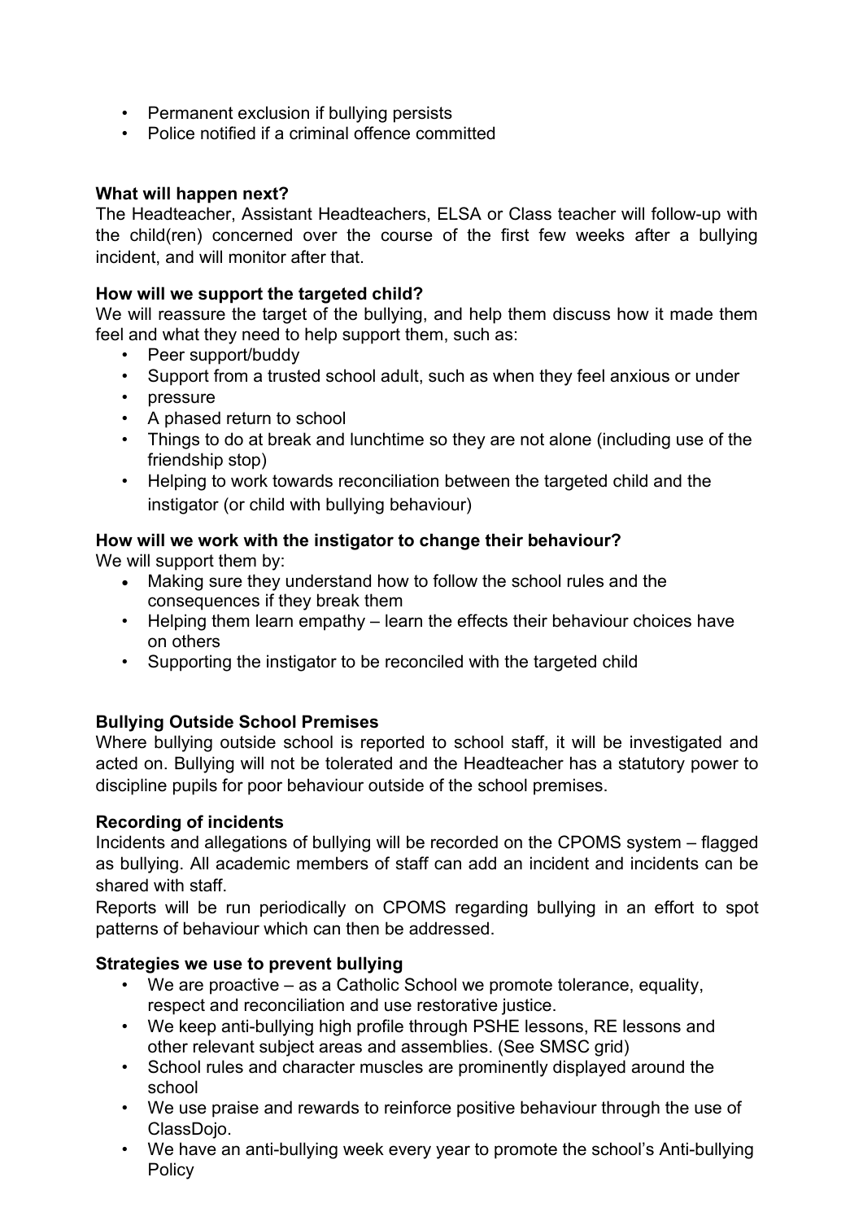- Permanent exclusion if bullying persists
- Police notified if a criminal offence committed

**What will happen next?**

The Headteacher, Assistant Headteachers, ELSA or Class teacher will follow-up with the child(ren) concerned over the course of the first few weeks after a bullying incident, and will monitor after that.

**How will we support the targeted child?**

We will reassure the target of the bullying, and help them discuss how it made them feel and what they need to help support them, such as:

- Peer support/buddy
- Support from a trusted school adult, such as when they feel anxious or under
- pressure
- A phased return to school
- Things to do at break and lunchtime so they are not alone (including use of the friendship stop)
- Helping to work towards reconciliation between the targeted child and the instigator (or child with bullying behaviour)

**How will we work with the instigator to change their behaviour?**

We will support them by:

- Making sure they understand how to follow the school rules and the consequences if they break them
- Helping them learn empathy – learn the effects their behaviour choices have on others
- Supporting the instigator to be reconciled with the targeted child

**Bullying Outside School Premises**

Where bullying outside school is reported to school staff, it will be investigated and acted on. Bullying will not be tolerated and the Headteacher has a statutory power to discipline pupils for poor behaviour outside of the school premises.

**Recording of incidents**

Incidents and allegations of bullying will be recorded on the CPOMS system – flagged as bullying. All academic members of staff can add an incident and incidents can be shared with staff.

Reports will be run periodically on CPOMS regarding bullying in an effort to spot patterns of behaviour which can then be addressed.

**Strategies we use to prevent bullying**

- We are proactive – as a Catholic School we promote tolerance, equality, respect and reconciliation and use restorative justice.
- We keep anti-bullying high profile through PSHE lessons, RE lessons and other relevant subject areas and assemblies. (See SMSC grid)
- School rules and character muscles are prominently displayed around the school
- We use praise and rewards to reinforce positive behaviour through the use of ClassDojo.
- We have an anti-bullying week every year to promote the school's Anti-bullying Policy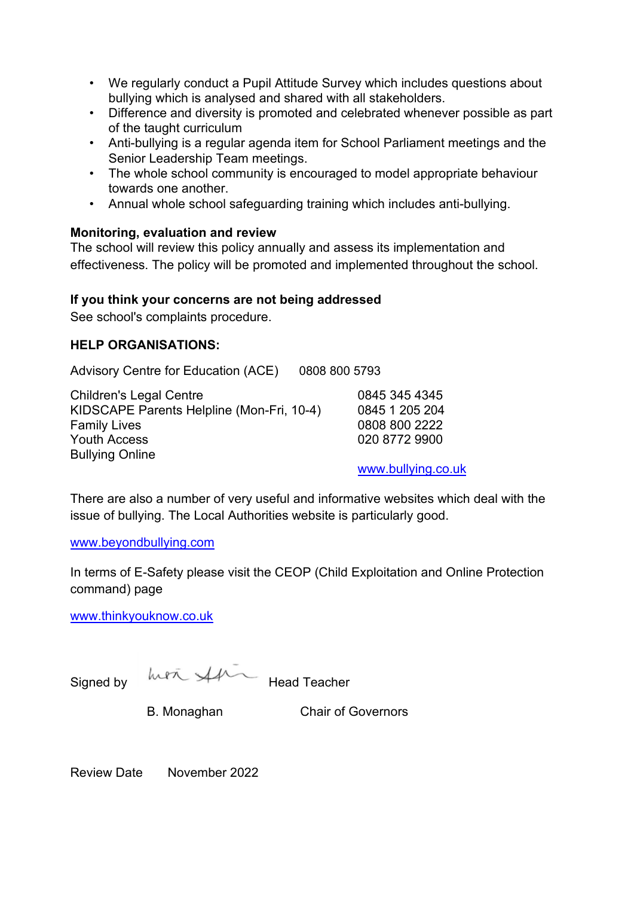- We regularly conduct a Pupil Attitude Survey which includes questions about bullying which is analysed and shared with all stakeholders.
- Difference and diversity is promoted and celebrated whenever possible as part of the taught curriculum
- Anti-bullying is a regular agenda item for School Parliament meetings and the Senior Leadership Team meetings.
- The whole school community is encouraged to model appropriate behaviour towards one another.
- Annual whole school safeguarding training which includes anti-bullying.

**Monitoring, evaluation and review**

The school will review this policy annually and assess its implementation and effectiveness. The policy will be promoted and implemented throughout the school.

**If you think your concerns are not being addressed**

See school's complaints procedure.

**HELP ORGANISATIONS:**

Advisory Centre for Education (ACE) 0808 800 5793

| | |
|---|---|
| Children's Legal Centre | 0845 345 4345 |
| KIDSCAPE Parents Helpline (Mon-Fri, 10-4) | 0845 1 205 204 |
| Family Lives | 0808 800 2222 |
| Youth Access | 020 8772 9900 |
| Bullying Online | www.bullying.co.uk |

There are also a number of very useful and informative websites which deal with the issue of bullying. The Local Authorities website is particularly good.

www.beyondbullying.com

In terms of E-Safety please visit the CEOP (Child Exploitation and Online Protection command) page

www.thinkyouknow.co.uk

Signed by Head Teacher

B. Monaghan Chair of Governors

Review Date November 2022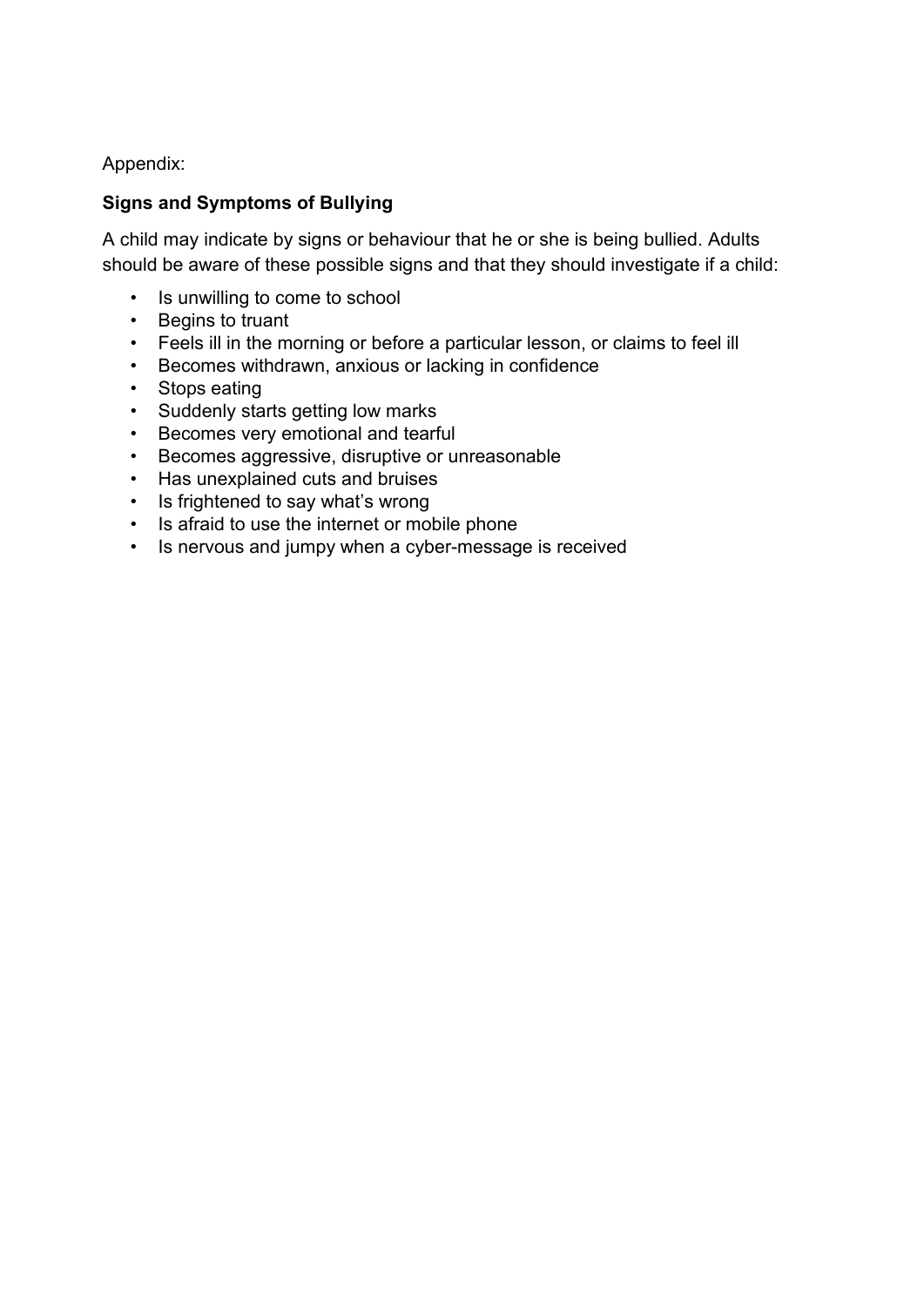Appendix:

**Signs and Symptoms of Bullying**

A child may indicate by signs or behaviour that he or she is being bullied. Adults should be aware of these possible signs and that they should investigate if a child:

- Is unwilling to come to school
- Begins to truant
- Feels ill in the morning or before a particular lesson, or claims to feel ill
- Becomes withdrawn, anxious or lacking in confidence
- Stops eating
- Suddenly starts getting low marks
- Becomes very emotional and tearful
- Becomes aggressive, disruptive or unreasonable
- Has unexplained cuts and bruises
- Is frightened to say what's wrong
- Is afraid to use the internet or mobile phone
- Is nervous and jumpy when a cyber-message is received